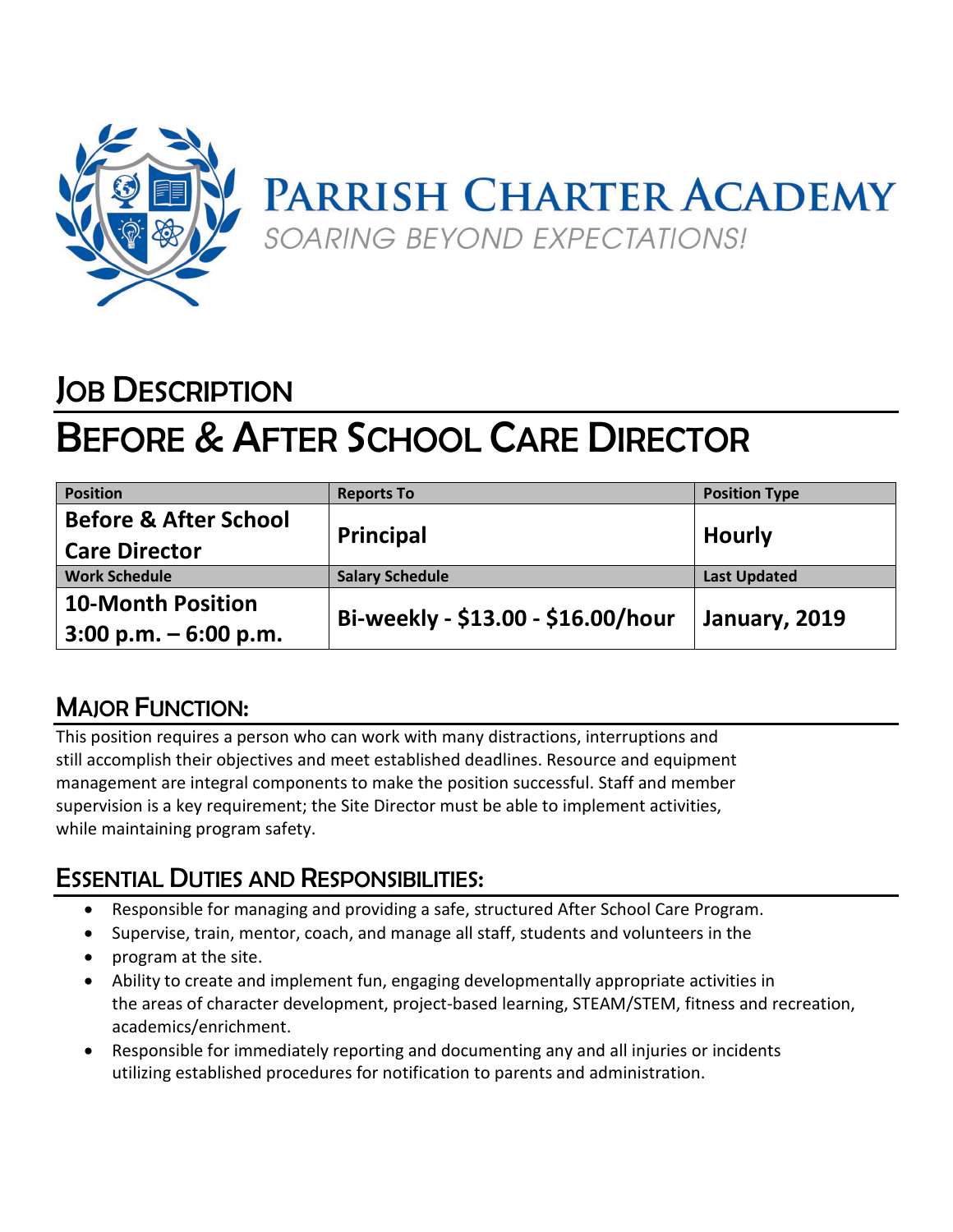# PARRISH CHARTER ACADEMY

*SOARING BEYOND EXPECTATIONS!*

## JOB DESCRIPTION

# BEFORE & AFTER SCHOOL CARE DIRECTOR

| Position | Reports To | Position Type |
|---|---|---|
| **Before & After School Care Director** | **Principal** | **Hourly** |
| **Work Schedule** | **Salary Schedule** | **Last Updated** |
| **10-Month Position 3:00 p.m. – 6:00 p.m.** | **Bi-weekly - $13.00 - $16.00/hour** | **January, 2019** |

## MAJOR FUNCTION:

This position requires a person who can work with many distractions, interruptions and still accomplish their objectives and meet established deadlines. Resource and equipment management are integral components to make the position successful. Staff and member supervision is a key requirement; the Site Director must be able to implement activities, while maintaining program safety.

## ESSENTIAL DUTIES AND RESPONSIBILITIES:

- Responsible for managing and providing a safe, structured After School Care Program.
- Supervise, train, mentor, coach, and manage all staff, students and volunteers in the
- program at the site.
- Ability to create and implement fun, engaging developmentally appropriate activities in the areas of character development, project-based learning, STEAM/STEM, fitness and recreation, academics/enrichment.
- Responsible for immediately reporting and documenting any and all injuries or incidents utilizing established procedures for notification to parents and administration.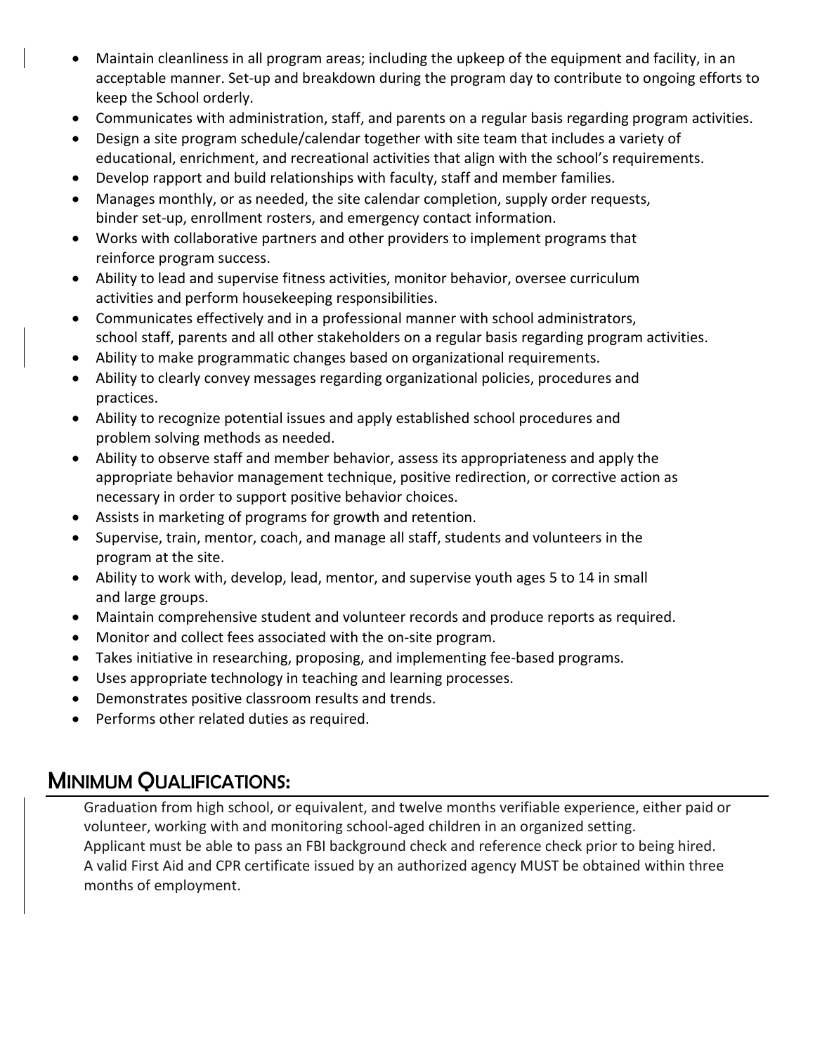- Maintain cleanliness in all program areas; including the upkeep of the equipment and facility, in an acceptable manner. Set-up and breakdown during the program day to contribute to ongoing efforts to keep the School orderly.
- Communicates with administration, staff, and parents on a regular basis regarding program activities.
- Design a site program schedule/calendar together with site team that includes a variety of educational, enrichment, and recreational activities that align with the school's requirements.
- Develop rapport and build relationships with faculty, staff and member families.
- Manages monthly, or as needed, the site calendar completion, supply order requests, binder set-up, enrollment rosters, and emergency contact information.
- Works with collaborative partners and other providers to implement programs that reinforce program success.
- Ability to lead and supervise fitness activities, monitor behavior, oversee curriculum activities and perform housekeeping responsibilities.
- Communicates effectively and in a professional manner with school administrators, school staff, parents and all other stakeholders on a regular basis regarding program activities.
- Ability to make programmatic changes based on organizational requirements.
- Ability to clearly convey messages regarding organizational policies, procedures and practices.
- Ability to recognize potential issues and apply established school procedures and problem solving methods as needed.
- Ability to observe staff and member behavior, assess its appropriateness and apply the appropriate behavior management technique, positive redirection, or corrective action as necessary in order to support positive behavior choices.
- Assists in marketing of programs for growth and retention.
- Supervise, train, mentor, coach, and manage all staff, students and volunteers in the program at the site.
- Ability to work with, develop, lead, mentor, and supervise youth ages 5 to 14 in small and large groups.
- Maintain comprehensive student and volunteer records and produce reports as required.
- Monitor and collect fees associated with the on-site program.
- Takes initiative in researching, proposing, and implementing fee-based programs.
- Uses appropriate technology in teaching and learning processes.
- Demonstrates positive classroom results and trends.
- Performs other related duties as required.

## MINIMUM QUALIFICATIONS:

Graduation from high school, or equivalent, and twelve months verifiable experience, either paid or volunteer, working with and monitoring school-aged children in an organized setting.
Applicant must be able to pass an FBI background check and reference check prior to being hired.
A valid First Aid and CPR certificate issued by an authorized agency MUST be obtained within three months of employment.